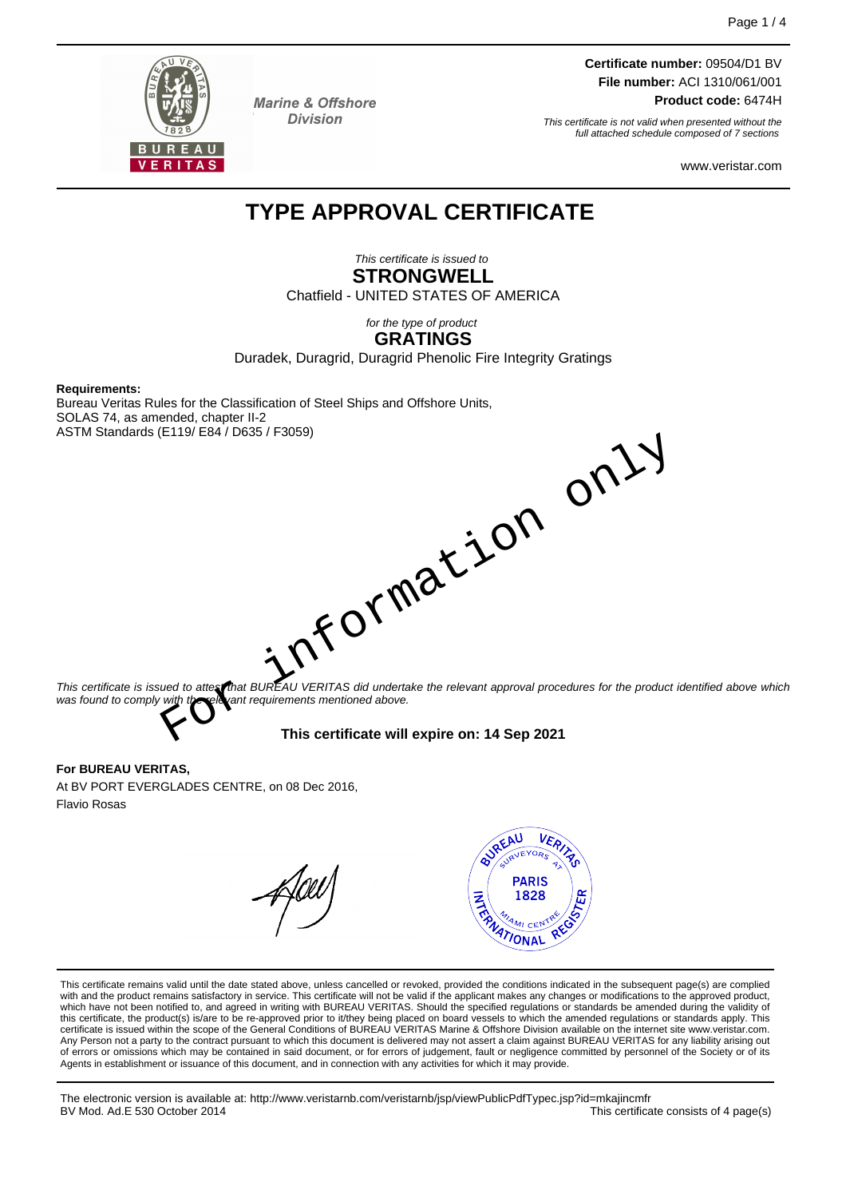Marine & Offshore Division

**Certificate number:** 09504/D1 BV
**File number:** ACI 1310/061/001
**Product code:** 6474H

*This certificate is not valid when presented without the full attached schedule composed of 7 sections*

www.veristar.com

# TYPE APPROVAL CERTIFICATE

*This certificate is issued to*

**STRONGWELL**

Chatfield - UNITED STATES OF AMERICA

*for the type of product*

**GRATINGS**

Duradek, Duragrid, Duragrid Phenolic Fire Integrity Gratings

**Requirements:**

Bureau Veritas Rules for the Classification of Steel Ships and Offshore Units,
SOLAS 74, as amended, chapter II-2
ASTM Standards (E119/ E84 / D635 / F3059)

For information only

*This certificate is issued to attest that BUREAU VERITAS did undertake the relevant approval procedures for the product identified above which was found to comply with the relevant requirements mentioned above.*

**This certificate will expire on: 14 Sep 2021**

**For BUREAU VERITAS,**

At BV PORT EVERGLADES CENTRE, on 08 Dec 2016,
Flavio Rosas

This certificate remains valid until the date stated above, unless cancelled or revoked, provided the conditions indicated in the subsequent page(s) are complied with and the product remains satisfactory in service. This certificate will not be valid if the applicant makes any changes or modifications to the approved product, which have not been notified to, and agreed in writing with BUREAU VERITAS. Should the specified regulations or standards be amended during the validity of this certificate, the product(s) is/are to be re-approved prior to it/they being placed on board vessels to which the amended regulations or standards apply. This certificate is issued within the scope of the General Conditions of BUREAU VERITAS Marine & Offshore Division available on the internet site www.veristar.com. Any Person not a party to the contract pursuant to which this document is delivered may not assert a claim against BUREAU VERITAS for any liability arising out of errors or omissions which may be contained in said document, or for errors of judgement, fault or negligence committed by personnel of the Society or of its Agents in establishment or issuance of this document, and in connection with any activities for which it may provide.

The electronic version is available at: http://www.veristarnb.com/veristarnb/jsp/viewPublicPdfTypec.jsp?id=mkajincmfr
BV Mod. Ad.E 530 October 2014

This certificate consists of 4 page(s)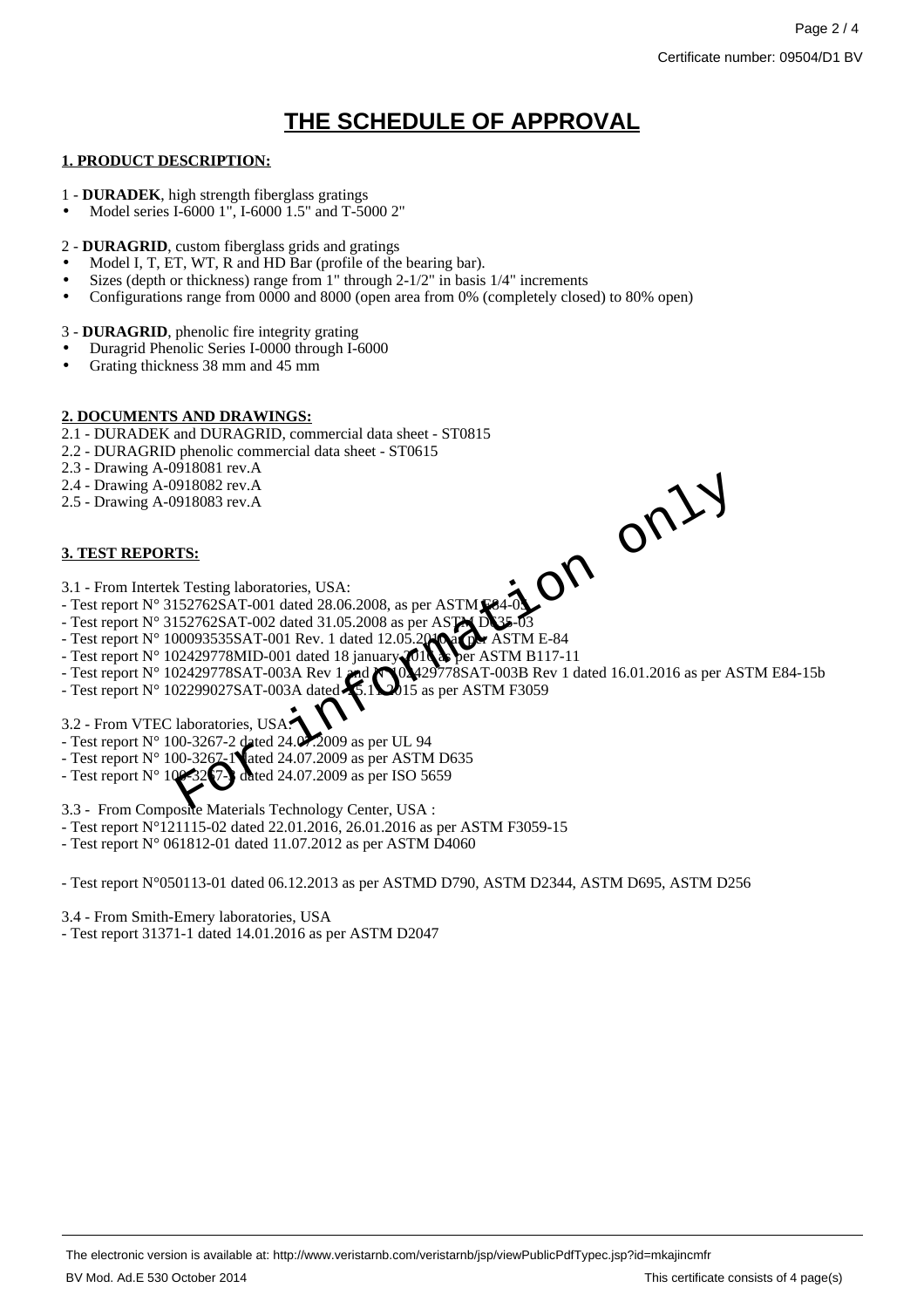# THE SCHEDULE OF APPROVAL

## 1. PRODUCT DESCRIPTION:

1 - **DURADEK**, high strength fiberglass gratings

- Model series I-6000 1", I-6000 1.5" and T-5000 2"

2 - **DURAGRID**, custom fiberglass grids and gratings

- Model I, T, ET, WT, R and HD Bar (profile of the bearing bar).
- Sizes (depth or thickness) range from 1" through 2-1/2" in basis 1/4" increments
- Configurations range from 0000 and 8000 (open area from 0% (completely closed) to 80% open)

3 - **DURAGRID**, phenolic fire integrity grating

- Duragrid Phenolic Series I-0000 through I-6000
- Grating thickness 38 mm and 45 mm

## 2. DOCUMENTS AND DRAWINGS:

2.1 - DURADEK and DURAGRID, commercial data sheet - ST0815
2.2 - DURAGRID phenolic commercial data sheet - ST0615
2.3 - Drawing A-0918081 rev.A
2.4 - Drawing A-0918082 rev.A
2.5 - Drawing A-0918083 rev.A

## 3. TEST REPORTS:

3.1 - From Intertek Testing laboratories, USA:

- Test report N° 3152762SAT-001 dated 28.06.2008, as per ASTM E84-05
- Test report N° 3152762SAT-002 dated 31.05.2008 as per ASTM D635-03
- Test report N° 100093535SAT-001 Rev. 1 dated 12.05.2010 as per ASTM E-84
- Test report N° 102429778MID-001 dated 18 january 2016 as per ASTM B117-11
- Test report N° 102429778SAT-003A Rev 1 and N°102429778SAT-003B Rev 1 dated 16.01.2016 as per ASTM E84-15b
- Test report N° 102299027SAT-003A dated 15.12.2015 as per ASTM F3059

3.2 - From VTEC laboratories, USA:

- Test report N° 100-3267-2 dated 24.07.2009 as per UL 94
- Test report N° 100-3267-1 dated 24.07.2009 as per ASTM D635
- Test report N° 100-3267-3 dated 24.07.2009 as per ISO 5659

3.3 - From Composite Materials Technology Center, USA :

- Test report N°121115-02 dated 22.01.2016, 26.01.2016 as per ASTM F3059-15
- Test report N° 061812-01 dated 11.07.2012 as per ASTM D4060

- Test report N°050113-01 dated 06.12.2013 as per ASTMD D790, ASTM D2344, ASTM D695, ASTM D256

3.4 - From Smith-Emery laboratories, USA

- Test report 31371-1 dated 14.01.2016 as per ASTM D2047

For information only

The electronic version is available at: http://www.veristarnb.com/veristarnb/jsp/viewPublicPdfTypec.jsp?id=mkajincmfr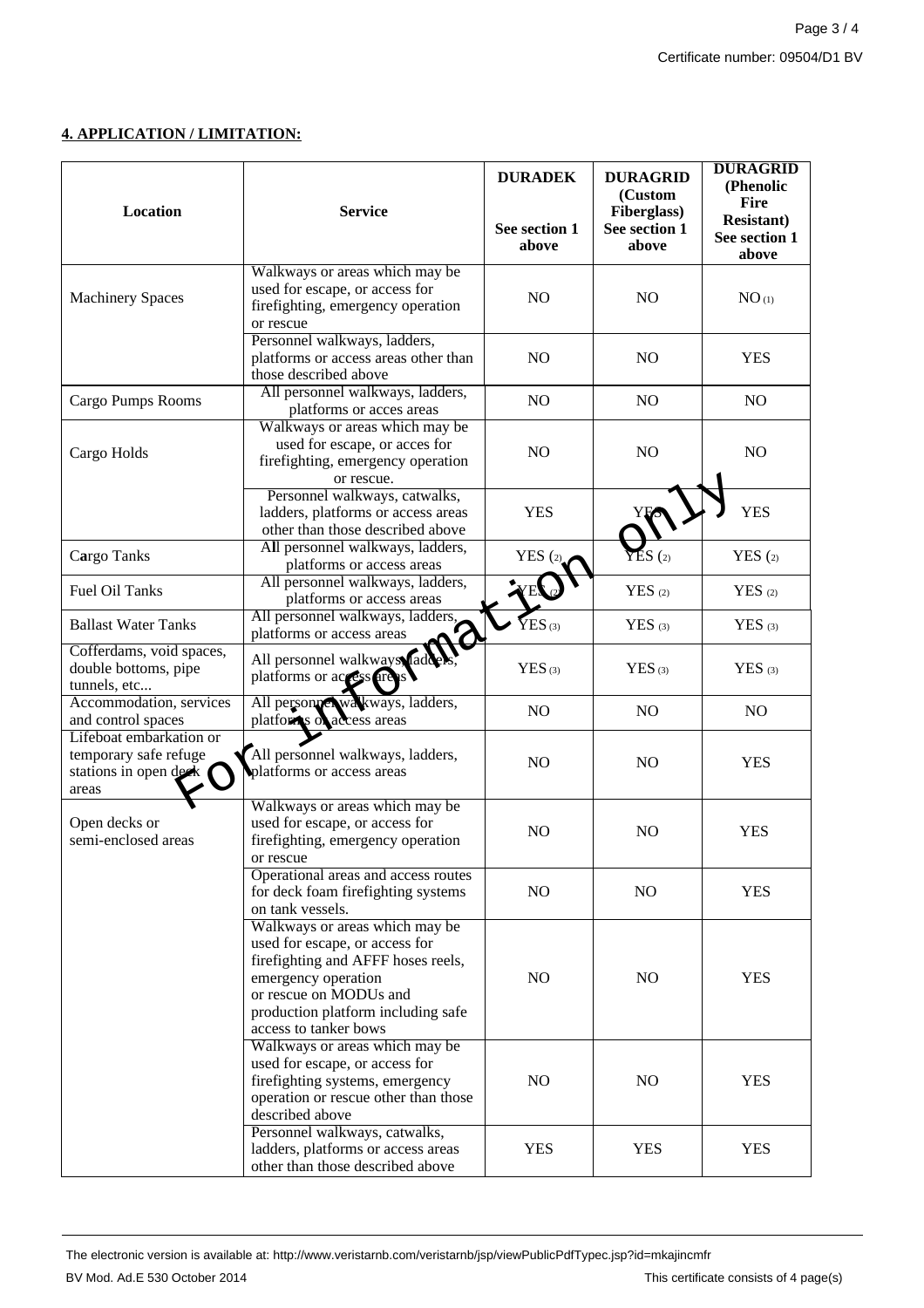## 4. APPLICATION / LIMITATION:

| Location | Service | DURADEK<br><br>See section 1 above | DURAGRID (Custom Fiberglass) See section 1 above | DURAGRID (Phenolic Fire Resistant) See section 1 above |
|---|---|---|---|---|
| Machinery Spaces | Walkways or areas which may be used for escape, or access for firefighting, emergency operation or rescue | NO | NO | NO (1) |
| | Personnel walkways, ladders, platforms or access areas other than those described above | NO | NO | YES |
| Cargo Pumps Rooms | All personnel walkways, ladders, platforms or acces areas | NO | NO | NO |
| Cargo Holds | Walkways or areas which may be used for escape, or acces for firefighting, emergency operation or rescue. | NO | NO | NO |
| | Personnel walkways, catwalks, ladders, platforms or access areas other than those described above | YES | YES | YES |
| Cargo Tanks | All personnel walkways, ladders, platforms or access areas | YES (2) | YES (2) | YES (2) |
| Fuel Oil Tanks | All personnel walkways, ladders, platforms or access areas | YES (2) | YES (2) | YES (2) |
| Ballast Water Tanks | All personnel walkways, ladders, platforms or access areas | YES (3) | YES (3) | YES (3) |
| Cofferdams, void spaces, double bottoms, pipe tunnels, etc... | All personnel walkways, ladders, platforms or access areas | YES (3) | YES (3) | YES (3) |
| Accommodation, services and control spaces | All personnel walkways, ladders, platforms or access areas | NO | NO | NO |
| Lifeboat embarkation or temporary safe refuge stations in open deck areas | All personnel walkways, ladders, platforms or access areas | NO | NO | YES |
| Open decks or semi-enclosed areas | Walkways or areas which may be used for escape, or access for firefighting, emergency operation or rescue | NO | NO | YES |
| | Operational areas and access routes for deck foam firefighting systems on tank vessels. | NO | NO | YES |
| | Walkways or areas which may be used for escape, or access for firefighting and AFFF hoses reels, emergency operation or rescue on MODUs and production platform including safe access to tanker bows | NO | NO | YES |
| | Walkways or areas which may be used for escape, or access for firefighting systems, emergency operation or rescue other than those described above | NO | NO | YES |
| | Personnel walkways, catwalks, ladders, platforms or access areas other than those described above | YES | YES | YES |

For information only

The electronic version is available at: http://www.veristarnb.com/veristarnb/jsp/viewPublicPdfTypec.jsp?id=mkajincmfr

BV Mod. Ad.E 530 October 2014 This certificate consists of 4 page(s)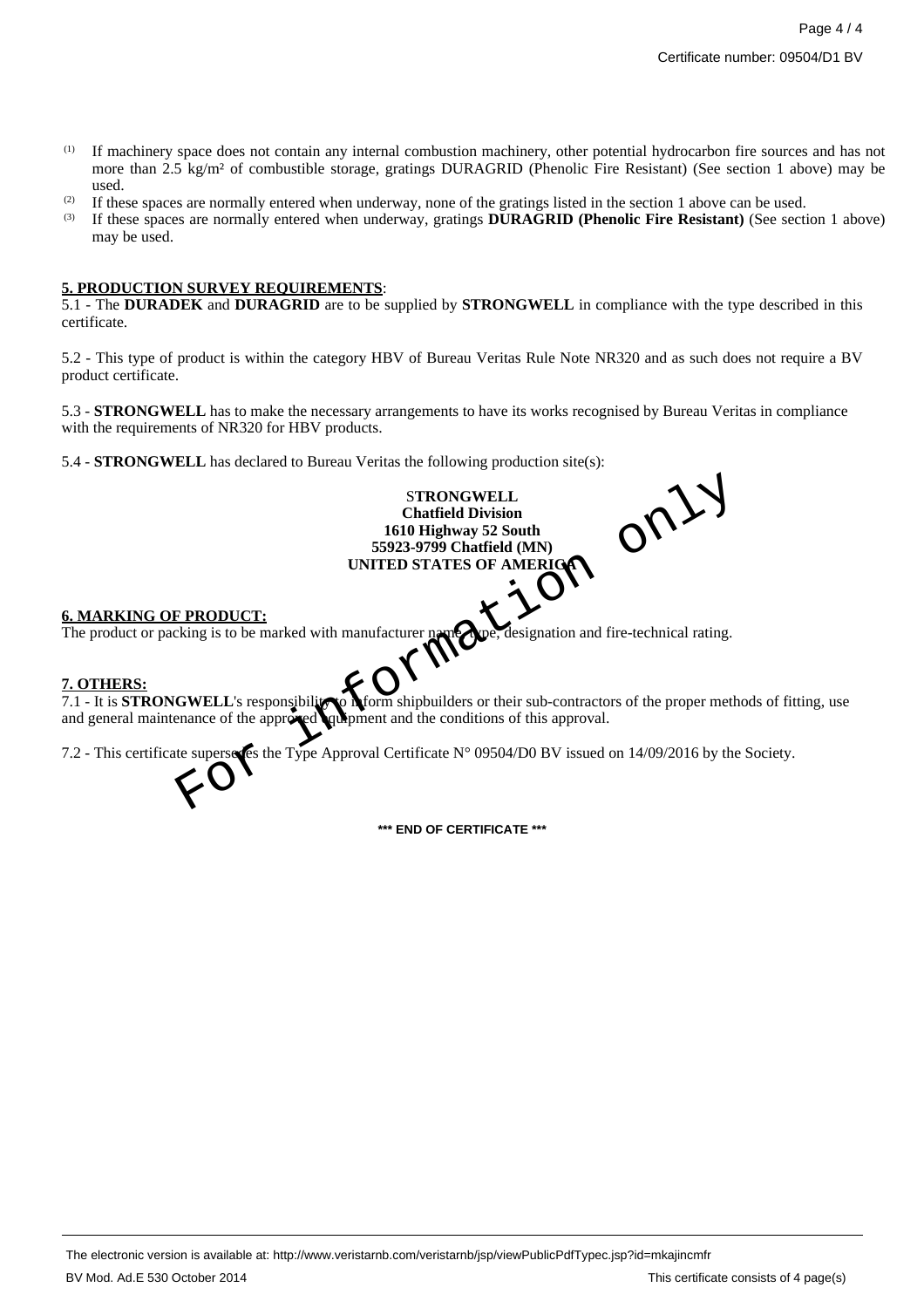(1) If machinery space does not contain any internal combustion machinery, other potential hydrocarbon fire sources and has not more than 2.5 kg/m² of combustible storage, gratings DURAGRID (Phenolic Fire Resistant) (See section 1 above) may be used.

(2) If these spaces are normally entered when underway, none of the gratings listed in the section 1 above can be used.

(3) If these spaces are normally entered when underway, gratings **DURAGRID (Phenolic Fire Resistant)** (See section 1 above) may be used.

## 5. PRODUCTION SURVEY REQUIREMENTS:

5.1 - The **DURADEK** and **DURAGRID** are to be supplied by **STRONGWELL** in compliance with the type described in this certificate.

5.2 - This type of product is within the category HBV of Bureau Veritas Rule Note NR320 and as such does not require a BV product certificate.

5.3 - **STRONGWELL** has to make the necessary arrangements to have its works recognised by Bureau Veritas in compliance with the requirements of NR320 for HBV products.

5.4 - **STRONGWELL** has declared to Bureau Veritas the following production site(s):

**STRONGWELL**
**Chatfield Division**
**1610 Highway 52 South**
**55923-9799 Chatfield (MN)**
**UNITED STATES OF AMERICA**

## 6. MARKING OF PRODUCT:

The product or packing is to be marked with manufacturer name, type, designation and fire-technical rating.

## 7. OTHERS:

7.1 - It is **STRONGWELL**'s responsibility to inform shipbuilders or their sub-contractors of the proper methods of fitting, use and general maintenance of the approved equipment and the conditions of this approval.

7.2 - This certificate supersedes the Type Approval Certificate N° 09504/D0 BV issued on 14/09/2016 by the Society.

For information only

**\*\*\* END OF CERTIFICATE \*\*\***

The electronic version is available at: http://www.veristarnb.com/veristarnb/jsp/viewPublicPdfTypec.jsp?id=mkajincmfr

BV Mod. Ad.E 530 October 2014 — This certificate consists of 4 page(s)